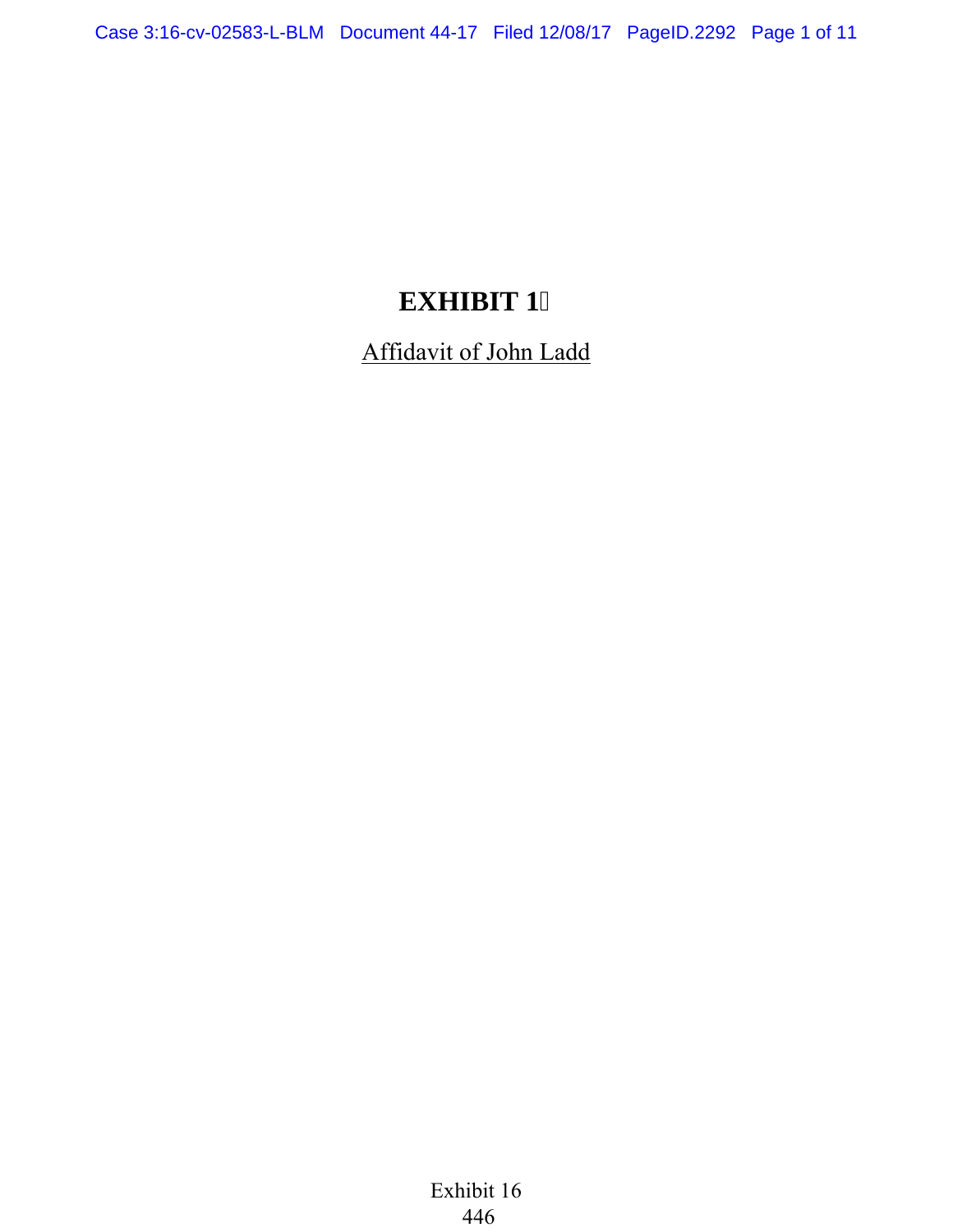# EXHIBIT 16

Affidavit of John Ladd

Exhibit 16
446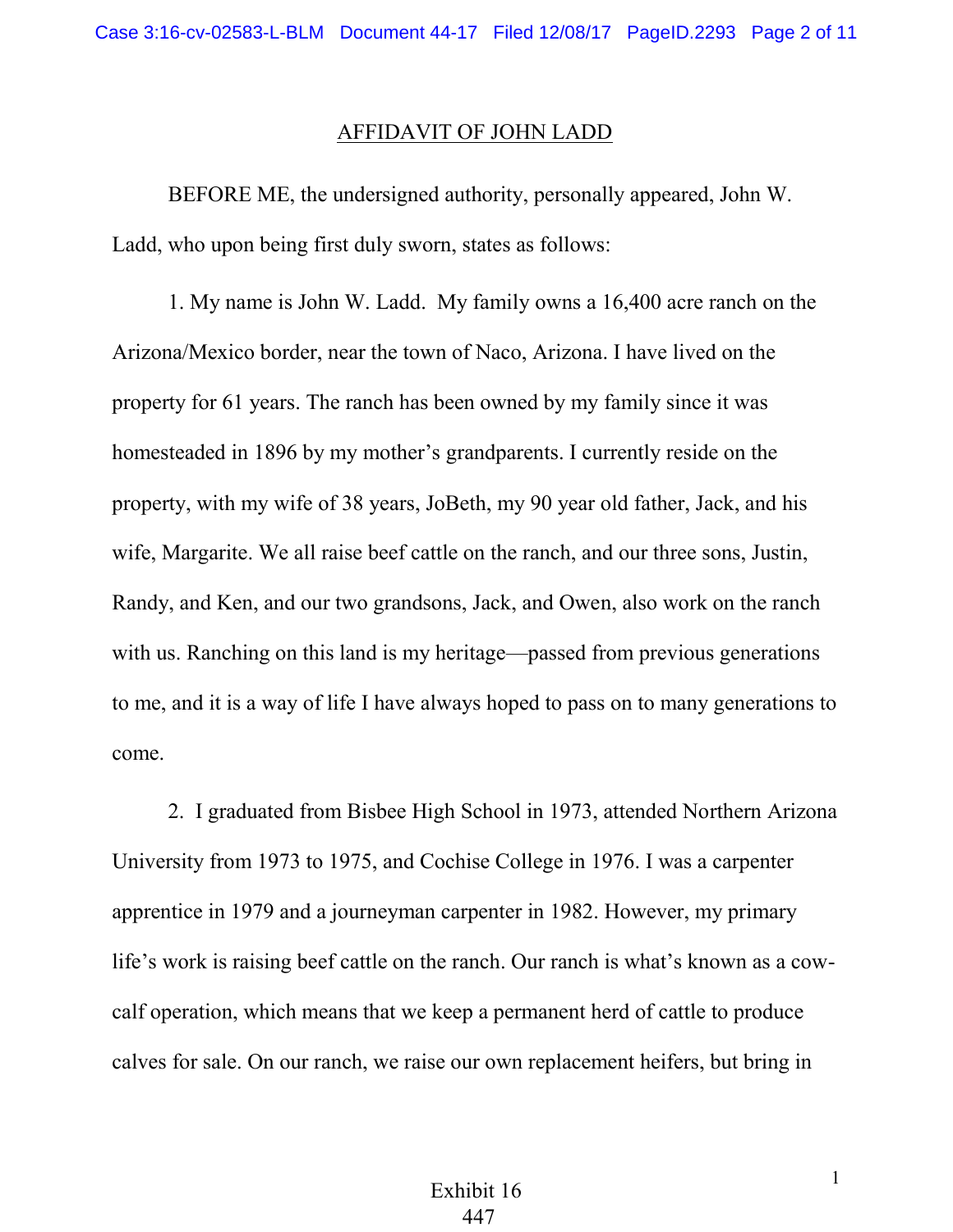# AFFIDAVIT OF JOHN LADD

BEFORE ME, the undersigned authority, personally appeared, John W. Ladd, who upon being first duly sworn, states as follows:

1. My name is John W. Ladd. My family owns a 16,400 acre ranch on the Arizona/Mexico border, near the town of Naco, Arizona. I have lived on the property for 61 years. The ranch has been owned by my family since it was homesteaded in 1896 by my mother's grandparents. I currently reside on the property, with my wife of 38 years, JoBeth, my 90 year old father, Jack, and his wife, Margarite. We all raise beef cattle on the ranch, and our three sons, Justin, Randy, and Ken, and our two grandsons, Jack, and Owen, also work on the ranch with us. Ranching on this land is my heritage—passed from previous generations to me, and it is a way of life I have always hoped to pass on to many generations to come.

2. I graduated from Bisbee High School in 1973, attended Northern Arizona University from 1973 to 1975, and Cochise College in 1976. I was a carpenter apprentice in 1979 and a journeyman carpenter in 1982. However, my primary life's work is raising beef cattle on the ranch. Our ranch is what's known as a cow-calf operation, which means that we keep a permanent herd of cattle to produce calves for sale. On our ranch, we raise our own replacement heifers, but bring in

Exhibit 16
447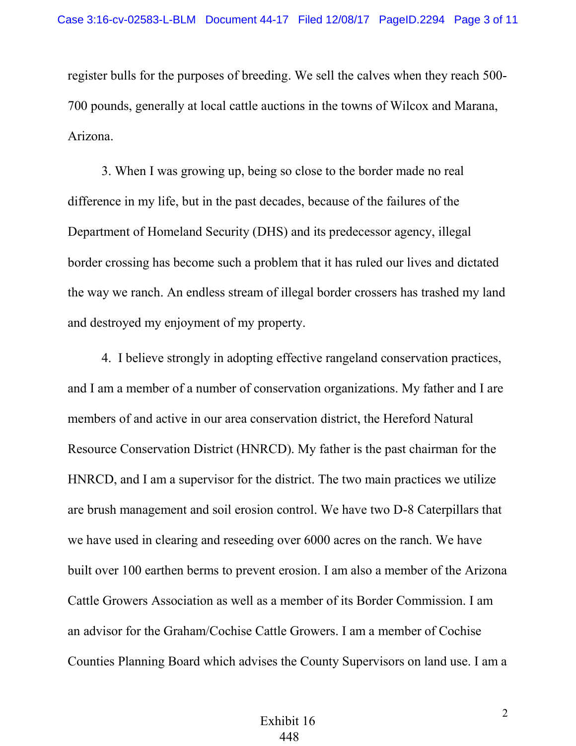register bulls for the purposes of breeding. We sell the calves when they reach 500-700 pounds, generally at local cattle auctions in the towns of Wilcox and Marana, Arizona.

3. When I was growing up, being so close to the border made no real difference in my life, but in the past decades, because of the failures of the Department of Homeland Security (DHS) and its predecessor agency, illegal border crossing has become such a problem that it has ruled our lives and dictated the way we ranch. An endless stream of illegal border crossers has trashed my land and destroyed my enjoyment of my property.

4. I believe strongly in adopting effective rangeland conservation practices, and I am a member of a number of conservation organizations. My father and I are members of and active in our area conservation district, the Hereford Natural Resource Conservation District (HNRCD). My father is the past chairman for the HNRCD, and I am a supervisor for the district. The two main practices we utilize are brush management and soil erosion control. We have two D-8 Caterpillars that we have used in clearing and reseeding over 6000 acres on the ranch. We have built over 100 earthen berms to prevent erosion. I am also a member of the Arizona Cattle Growers Association as well as a member of its Border Commission. I am an advisor for the Graham/Cochise Cattle Growers. I am a member of Cochise Counties Planning Board which advises the County Supervisors on land use. I am a

Exhibit 16
448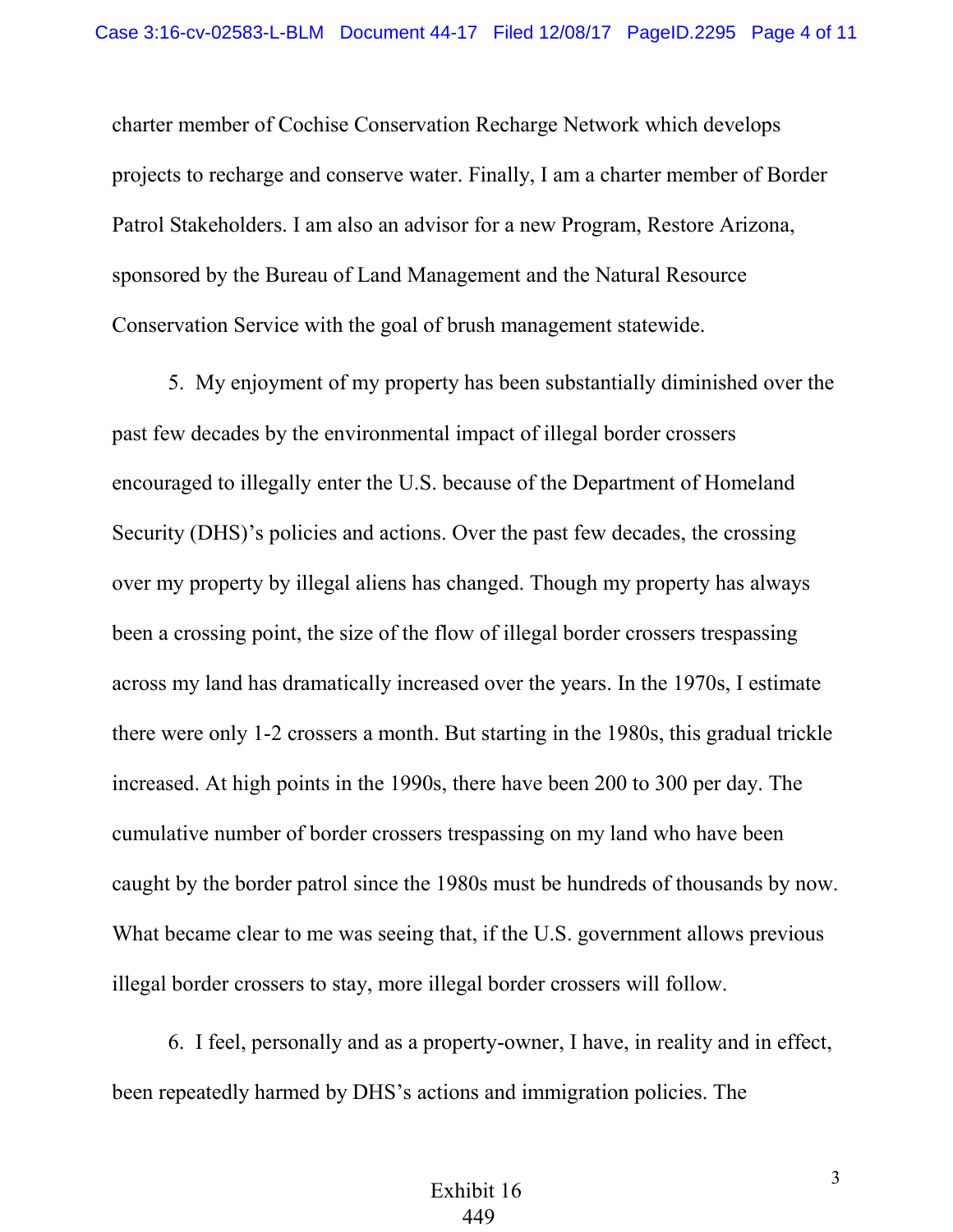charter member of Cochise Conservation Recharge Network which develops projects to recharge and conserve water. Finally, I am a charter member of Border Patrol Stakeholders. I am also an advisor for a new Program, Restore Arizona, sponsored by the Bureau of Land Management and the Natural Resource Conservation Service with the goal of brush management statewide.

5. My enjoyment of my property has been substantially diminished over the past few decades by the environmental impact of illegal border crossers encouraged to illegally enter the U.S. because of the Department of Homeland Security (DHS)'s policies and actions. Over the past few decades, the crossing over my property by illegal aliens has changed. Though my property has always been a crossing point, the size of the flow of illegal border crossers trespassing across my land has dramatically increased over the years. In the 1970s, I estimate there were only 1-2 crossers a month. But starting in the 1980s, this gradual trickle increased. At high points in the 1990s, there have been 200 to 300 per day. The cumulative number of border crossers trespassing on my land who have been caught by the border patrol since the 1980s must be hundreds of thousands by now. What became clear to me was seeing that, if the U.S. government allows previous illegal border crossers to stay, more illegal border crossers will follow.

6. I feel, personally and as a property-owner, I have, in reality and in effect, been repeatedly harmed by DHS's actions and immigration policies. The

Exhibit 16
449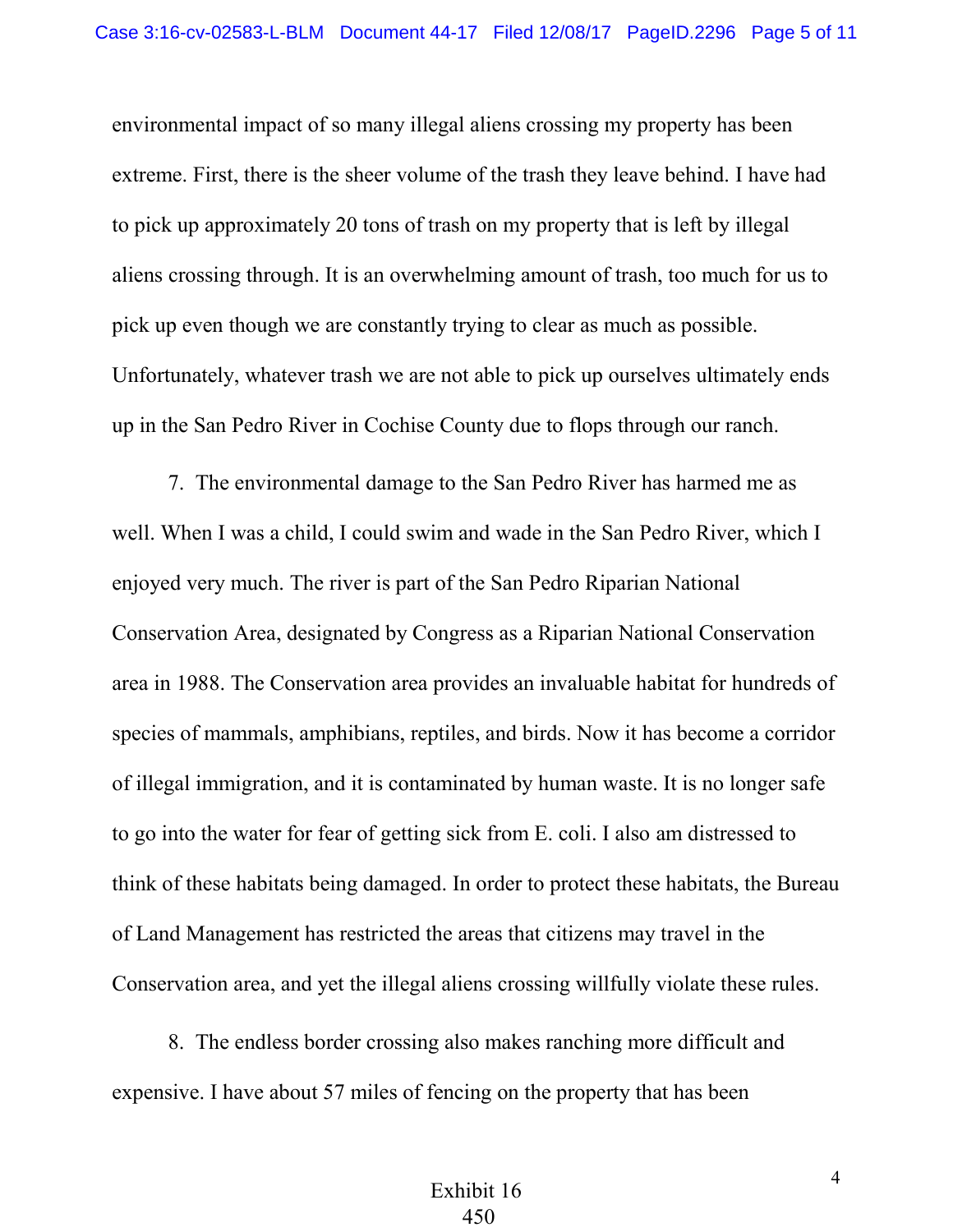environmental impact of so many illegal aliens crossing my property has been extreme. First, there is the sheer volume of the trash they leave behind. I have had to pick up approximately 20 tons of trash on my property that is left by illegal aliens crossing through. It is an overwhelming amount of trash, too much for us to pick up even though we are constantly trying to clear as much as possible. Unfortunately, whatever trash we are not able to pick up ourselves ultimately ends up in the San Pedro River in Cochise County due to flops through our ranch.

7. The environmental damage to the San Pedro River has harmed me as well. When I was a child, I could swim and wade in the San Pedro River, which I enjoyed very much. The river is part of the San Pedro Riparian National Conservation Area, designated by Congress as a Riparian National Conservation area in 1988. The Conservation area provides an invaluable habitat for hundreds of species of mammals, amphibians, reptiles, and birds. Now it has become a corridor of illegal immigration, and it is contaminated by human waste. It is no longer safe to go into the water for fear of getting sick from E. coli. I also am distressed to think of these habitats being damaged. In order to protect these habitats, the Bureau of Land Management has restricted the areas that citizens may travel in the Conservation area, and yet the illegal aliens crossing willfully violate these rules.

8. The endless border crossing also makes ranching more difficult and expensive. I have about 57 miles of fencing on the property that has been

Exhibit 16
450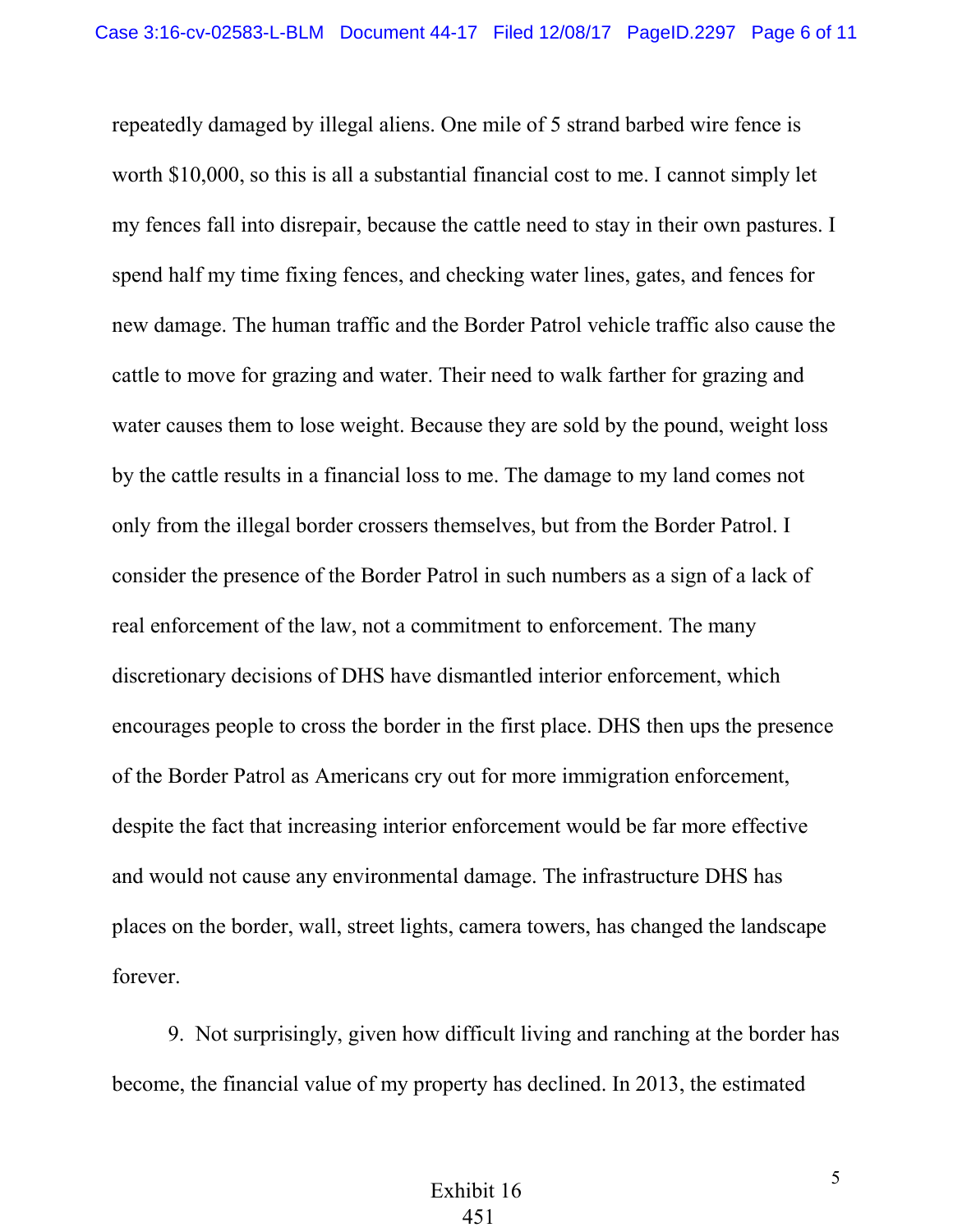repeatedly damaged by illegal aliens. One mile of 5 strand barbed wire fence is worth $10,000, so this is all a substantial financial cost to me. I cannot simply let my fences fall into disrepair, because the cattle need to stay in their own pastures. I spend half my time fixing fences, and checking water lines, gates, and fences for new damage. The human traffic and the Border Patrol vehicle traffic also cause the cattle to move for grazing and water. Their need to walk farther for grazing and water causes them to lose weight. Because they are sold by the pound, weight loss by the cattle results in a financial loss to me. The damage to my land comes not only from the illegal border crossers themselves, but from the Border Patrol. I consider the presence of the Border Patrol in such numbers as a sign of a lack of real enforcement of the law, not a commitment to enforcement. The many discretionary decisions of DHS have dismantled interior enforcement, which encourages people to cross the border in the first place. DHS then ups the presence of the Border Patrol as Americans cry out for more immigration enforcement, despite the fact that increasing interior enforcement would be far more effective and would not cause any environmental damage. The infrastructure DHS has places on the border, wall, street lights, camera towers, has changed the landscape forever.

9. Not surprisingly, given how difficult living and ranching at the border has become, the financial value of my property has declined. In 2013, the estimated

Exhibit 16
451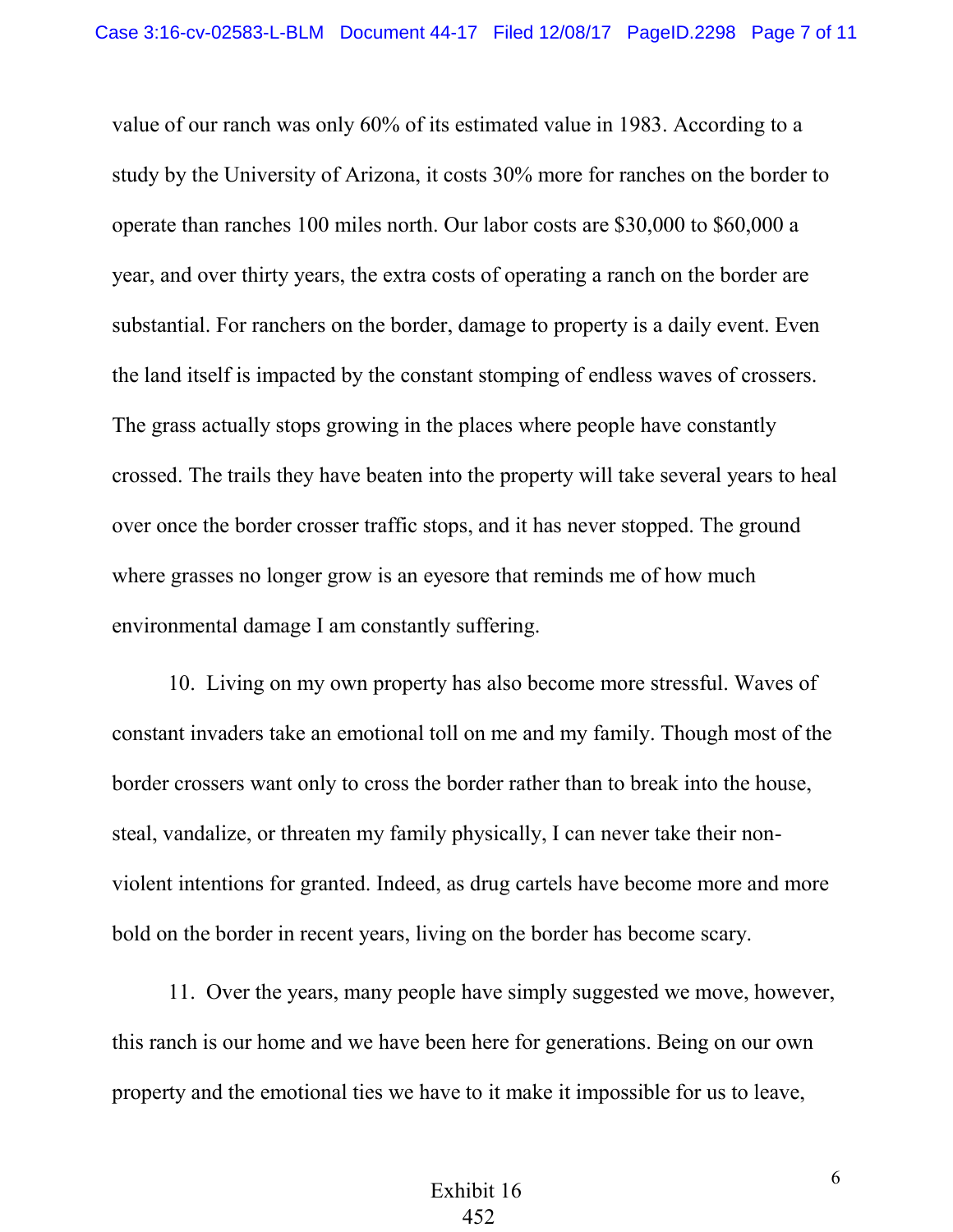value of our ranch was only 60% of its estimated value in 1983. According to a study by the University of Arizona, it costs 30% more for ranches on the border to operate than ranches 100 miles north. Our labor costs are $30,000 to $60,000 a year, and over thirty years, the extra costs of operating a ranch on the border are substantial. For ranchers on the border, damage to property is a daily event. Even the land itself is impacted by the constant stomping of endless waves of crossers. The grass actually stops growing in the places where people have constantly crossed. The trails they have beaten into the property will take several years to heal over once the border crosser traffic stops, and it has never stopped. The ground where grasses no longer grow is an eyesore that reminds me of how much environmental damage I am constantly suffering.

10. Living on my own property has also become more stressful. Waves of constant invaders take an emotional toll on me and my family. Though most of the border crossers want only to cross the border rather than to break into the house, steal, vandalize, or threaten my family physically, I can never take their non-violent intentions for granted. Indeed, as drug cartels have become more and more bold on the border in recent years, living on the border has become scary.

11. Over the years, many people have simply suggested we move, however, this ranch is our home and we have been here for generations. Being on our own property and the emotional ties we have to it make it impossible for us to leave,

Exhibit 16
452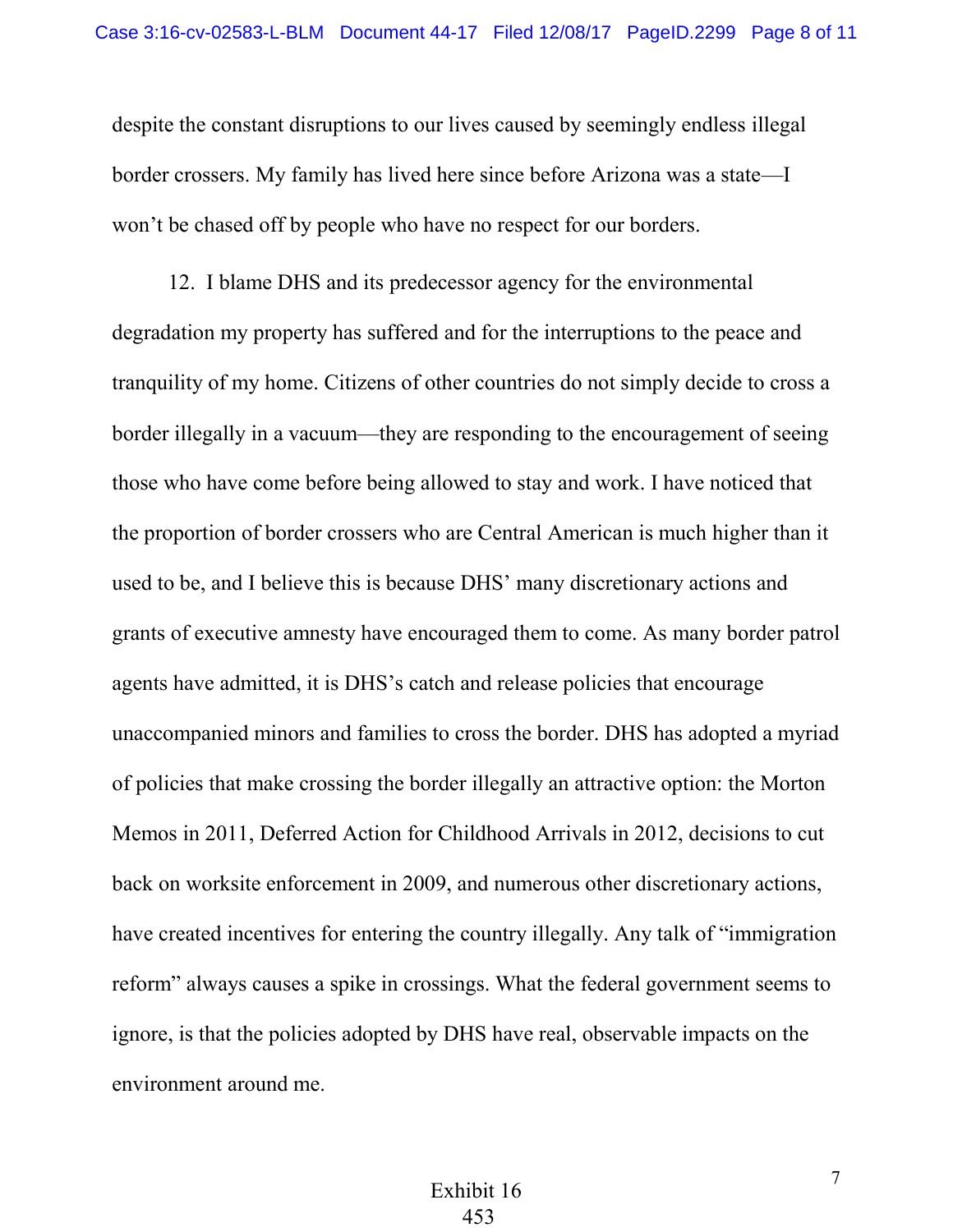despite the constant disruptions to our lives caused by seemingly endless illegal border crossers. My family has lived here since before Arizona was a state—I won't be chased off by people who have no respect for our borders.

12. I blame DHS and its predecessor agency for the environmental degradation my property has suffered and for the interruptions to the peace and tranquility of my home. Citizens of other countries do not simply decide to cross a border illegally in a vacuum—they are responding to the encouragement of seeing those who have come before being allowed to stay and work. I have noticed that the proportion of border crossers who are Central American is much higher than it used to be, and I believe this is because DHS' many discretionary actions and grants of executive amnesty have encouraged them to come. As many border patrol agents have admitted, it is DHS's catch and release policies that encourage unaccompanied minors and families to cross the border. DHS has adopted a myriad of policies that make crossing the border illegally an attractive option: the Morton Memos in 2011, Deferred Action for Childhood Arrivals in 2012, decisions to cut back on worksite enforcement in 2009, and numerous other discretionary actions, have created incentives for entering the country illegally. Any talk of "immigration reform" always causes a spike in crossings. What the federal government seems to ignore, is that the policies adopted by DHS have real, observable impacts on the environment around me.

Exhibit 16
453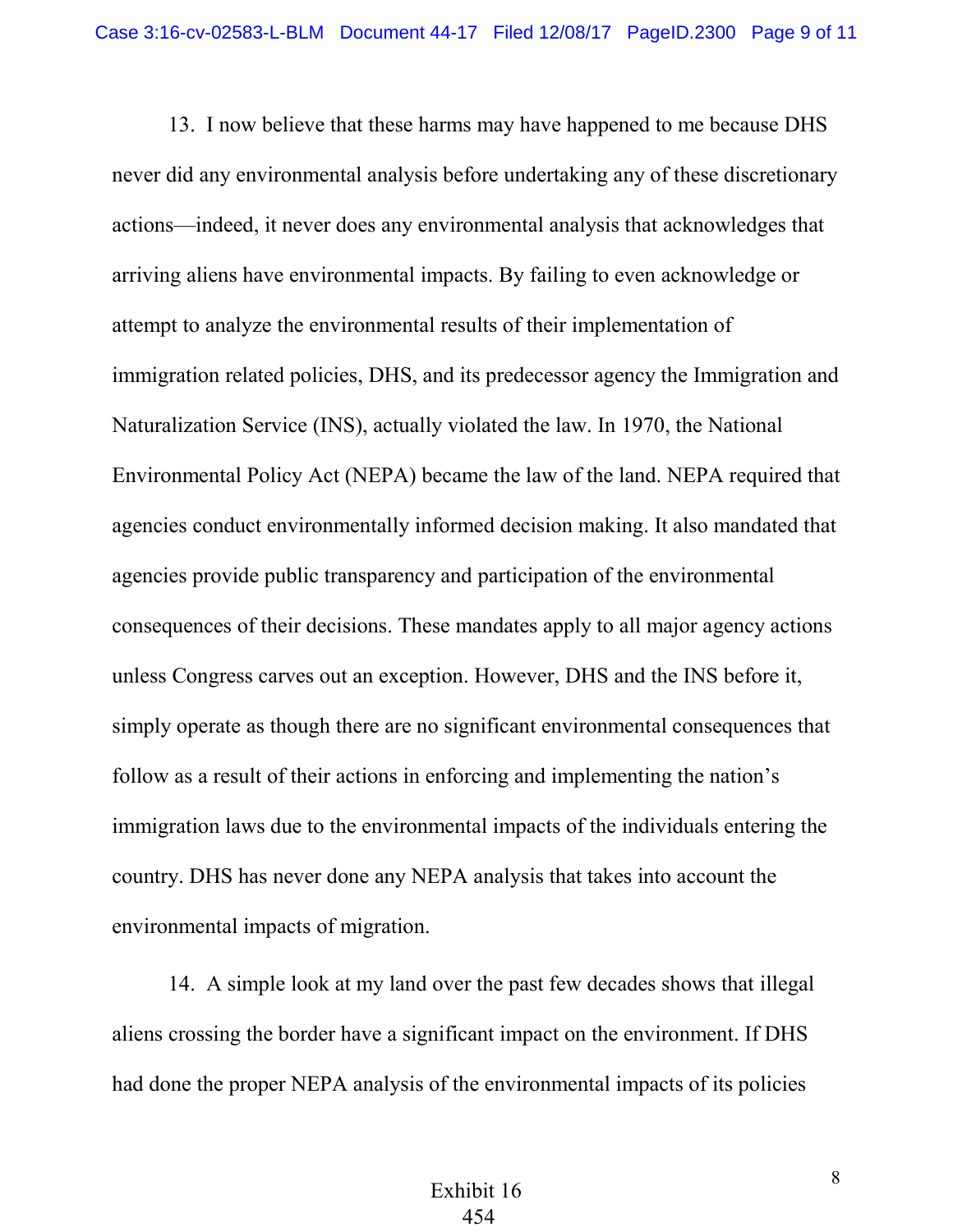13. I now believe that these harms may have happened to me because DHS never did any environmental analysis before undertaking any of these discretionary actions—indeed, it never does any environmental analysis that acknowledges that arriving aliens have environmental impacts. By failing to even acknowledge or attempt to analyze the environmental results of their implementation of immigration related policies, DHS, and its predecessor agency the Immigration and Naturalization Service (INS), actually violated the law. In 1970, the National Environmental Policy Act (NEPA) became the law of the land. NEPA required that agencies conduct environmentally informed decision making. It also mandated that agencies provide public transparency and participation of the environmental consequences of their decisions. These mandates apply to all major agency actions unless Congress carves out an exception. However, DHS and the INS before it, simply operate as though there are no significant environmental consequences that follow as a result of their actions in enforcing and implementing the nation's immigration laws due to the environmental impacts of the individuals entering the country. DHS has never done any NEPA analysis that takes into account the environmental impacts of migration.

14. A simple look at my land over the past few decades shows that illegal aliens crossing the border have a significant impact on the environment. If DHS had done the proper NEPA analysis of the environmental impacts of its policies

Exhibit 16
454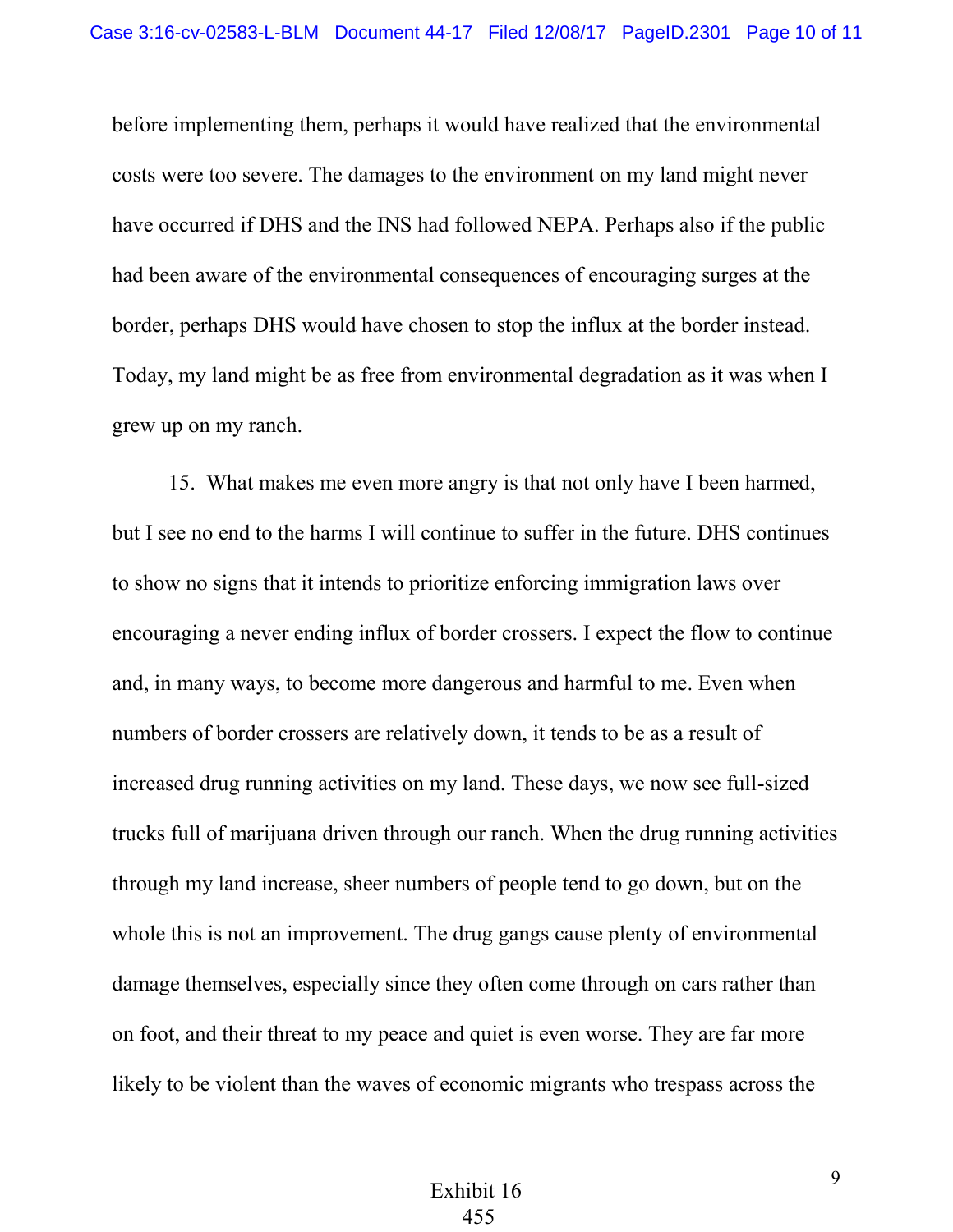before implementing them, perhaps it would have realized that the environmental costs were too severe. The damages to the environment on my land might never have occurred if DHS and the INS had followed NEPA. Perhaps also if the public had been aware of the environmental consequences of encouraging surges at the border, perhaps DHS would have chosen to stop the influx at the border instead. Today, my land might be as free from environmental degradation as it was when I grew up on my ranch.

15. What makes me even more angry is that not only have I been harmed, but I see no end to the harms I will continue to suffer in the future. DHS continues to show no signs that it intends to prioritize enforcing immigration laws over encouraging a never ending influx of border crossers. I expect the flow to continue and, in many ways, to become more dangerous and harmful to me. Even when numbers of border crossers are relatively down, it tends to be as a result of increased drug running activities on my land. These days, we now see full-sized trucks full of marijuana driven through our ranch. When the drug running activities through my land increase, sheer numbers of people tend to go down, but on the whole this is not an improvement. The drug gangs cause plenty of environmental damage themselves, especially since they often come through on cars rather than on foot, and their threat to my peace and quiet is even worse. They are far more likely to be violent than the waves of economic migrants who trespass across the

Exhibit 16
455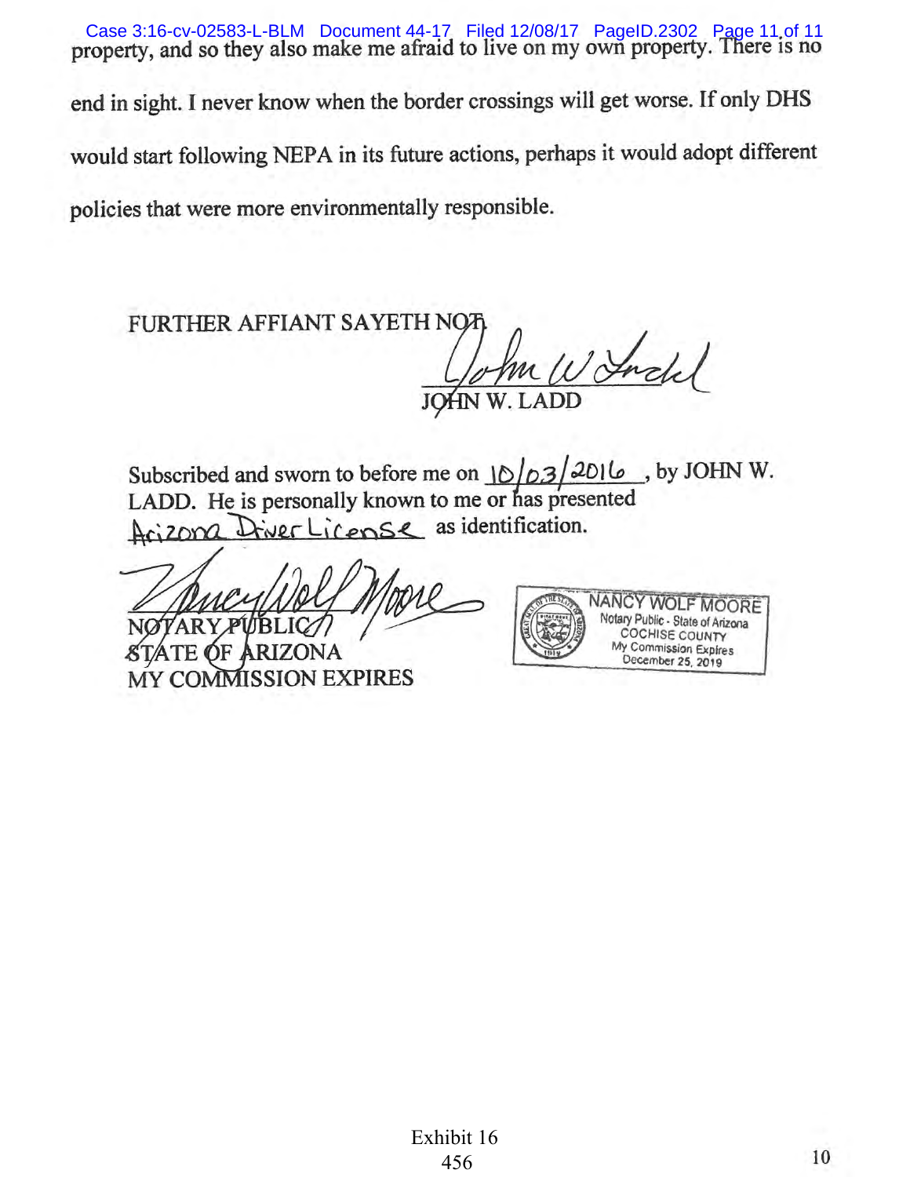property, and so they also make me afraid to live on my own property. There is no end in sight. I never know when the border crossings will get worse. If only DHS would start following NEPA in its future actions, perhaps it would adopt different policies that were more environmentally responsible.

FURTHER AFFIANT SAYETH NOT.

JOHN W. LADD

Subscribed and sworn to before me on 10/03/2016, by JOHN W. LADD. He is personally known to me or has presented Arizona Driver License as identification.

NOTARY PUBLIC
STATE OF ARIZONA
MY COMMISSION EXPIRES

NANCY WOLF MOORE
Notary Public - State of Arizona
COCHISE COUNTY
My Commission Expires
December 25, 2019

Exhibit 16
456